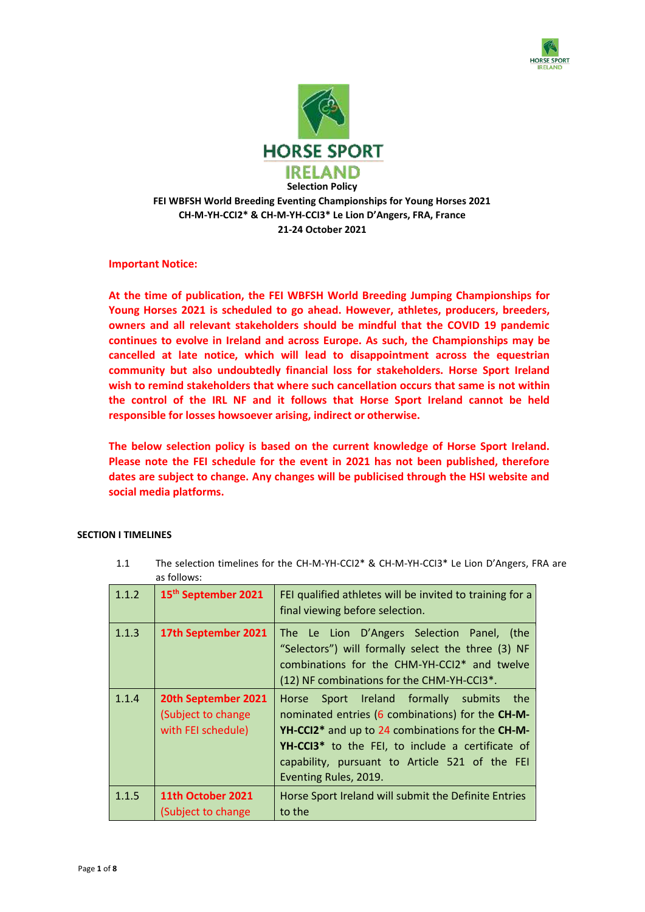**Selection Policy**

**FEI WBFSH World Breeding Eventing Championships for Young Horses 2021**
**CH-M-YH-CCI2* & CH-M-YH-CCI3* Le Lion D'Angers, FRA, France**
**21-24 October 2021**

**Important Notice:**

**At the time of publication, the FEI WBFSH World Breeding Jumping Championships for Young Horses 2021 is scheduled to go ahead. However, athletes, producers, breeders, owners and all relevant stakeholders should be mindful that the COVID 19 pandemic continues to evolve in Ireland and across Europe. As such, the Championships may be cancelled at late notice, which will lead to disappointment across the equestrian community but also undoubtedly financial loss for stakeholders. Horse Sport Ireland wish to remind stakeholders that where such cancellation occurs that same is not within the control of the IRL NF and it follows that Horse Sport Ireland cannot be held responsible for losses howsoever arising, indirect or otherwise.**

**The below selection policy is based on the current knowledge of Horse Sport Ireland. Please note the FEI schedule for the event in 2021 has not been published, therefore dates are subject to change. Any changes will be publicised through the HSI website and social media platforms.**

## SECTION I TIMELINES

1.1 The selection timelines for the CH-M-YH-CCI2* & CH-M-YH-CCI3* Le Lion D'Angers, FRA are as follows:

| | | |
|---|---|---|
| 1.1.2 | **15th September 2021** | FEI qualified athletes will be invited to training for a final viewing before selection. |
| 1.1.3 | **17th September 2021** | The Le Lion D'Angers Selection Panel, (the "Selectors") will formally select the three (3) NF combinations for the CHM-YH-CCI2* and twelve (12) NF combinations for the CHM-YH-CCI3*. |
| 1.1.4 | **20th September 2021** (Subject to change with FEI schedule) | Horse Sport Ireland formally submits the nominated entries (6 combinations) for the **CH-M-YH-CCI2*** and up to 24 combinations for the **CH-M-YH-CCI3*** to the FEI, to include a certificate of capability, pursuant to Article 521 of the FEI Eventing Rules, 2019. |
| 1.1.5 | **11th October 2021** (Subject to change | Horse Sport Ireland will submit the Definite Entries to the |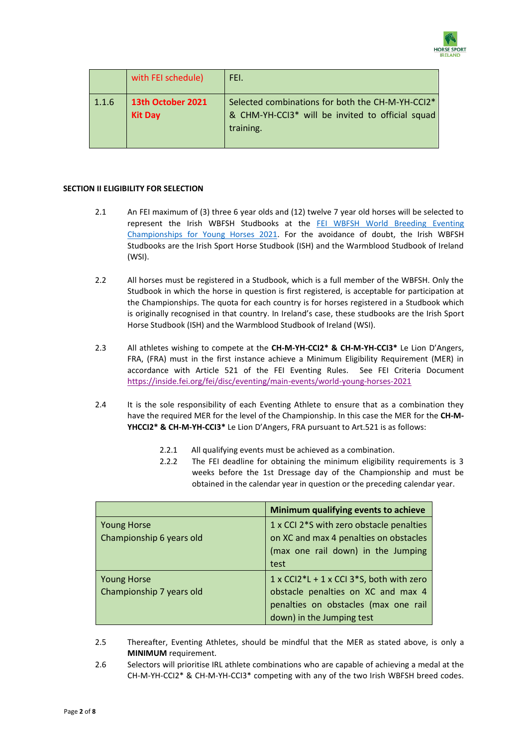| | with FEI schedule) | FEI. |
|---|---|---|
| 1.1.6 | **13th October 2021 Kit Day** | Selected combinations for both the CH-M-YH-CCI2* & CHM-YH-CCI3* will be invited to official squad training. |

**SECTION II ELIGIBILITY FOR SELECTION**

2.1 An FEI maximum of (3) three 6 year olds and (12) twelve 7 year old horses will be selected to represent the Irish WBFSH Studbooks at the FEI WBFSH World Breeding Eventing Championships for Young Horses 2021. For the avoidance of doubt, the Irish WBFSH Studbooks are the Irish Sport Horse Studbook (ISH) and the Warmblood Studbook of Ireland (WSI).

2.2 All horses must be registered in a Studbook, which is a full member of the WBFSH. Only the Studbook in which the horse in question is first registered, is acceptable for participation at the Championships. The quota for each country is for horses registered in a Studbook which is originally recognised in that country. In Ireland's case, these studbooks are the Irish Sport Horse Studbook (ISH) and the Warmblood Studbook of Ireland (WSI).

2.3 All athletes wishing to compete at the **CH-M-YH-CCI2* & CH-M-YH-CCI3*** Le Lion D'Angers, FRA, (FRA) must in the first instance achieve a Minimum Eligibility Requirement (MER) in accordance with Article 521 of the FEI Eventing Rules. See FEI Criteria Document https://inside.fei.org/fei/disc/eventing/main-events/world-young-horses-2021

2.4 It is the sole responsibility of each Eventing Athlete to ensure that as a combination they have the required MER for the level of the Championship. In this case the MER for the **CH-M-YHCCI2* & CH-M-YH-CCI3*** Le Lion D'Angers, FRA pursuant to Art.521 is as follows:

2.2.1 All qualifying events must be achieved as a combination.

2.2.2 The FEI deadline for obtaining the minimum eligibility requirements is 3 weeks before the 1st Dressage day of the Championship and must be obtained in the calendar year in question or the preceding calendar year.

| | **Minimum qualifying events to achieve** |
|---|---|
| Young Horse Championship 6 years old | 1 x CCI 2*S with zero obstacle penalties on XC and max 4 penalties on obstacles (max one rail down) in the Jumping test |
| Young Horse Championship 7 years old | 1 x CCI2*L + 1 x CCI 3*S, both with zero obstacle penalties on XC and max 4 penalties on obstacles (max one rail down) in the Jumping test |

2.5 Thereafter, Eventing Athletes, should be mindful that the MER as stated above, is only a **MINIMUM** requirement.

2.6 Selectors will prioritise IRL athlete combinations who are capable of achieving a medal at the CH-M-YH-CCI2* & CH-M-YH-CCI3* competing with any of the two Irish WBFSH breed codes.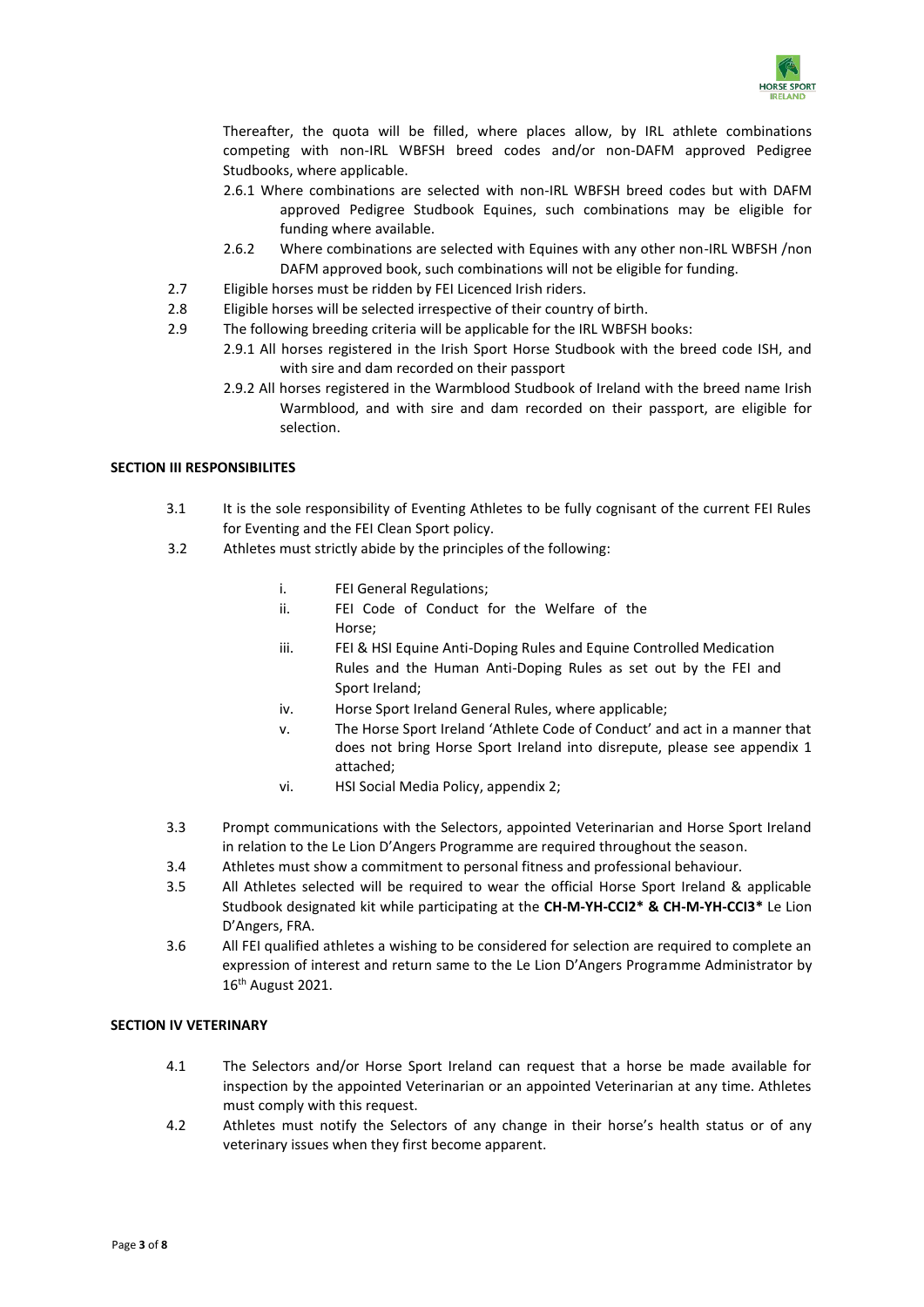Thereafter, the quota will be filled, where places allow, by IRL athlete combinations competing with non-IRL WBFSH breed codes and/or non-DAFM approved Pedigree Studbooks, where applicable.

2.6.1 Where combinations are selected with non-IRL WBFSH breed codes but with DAFM approved Pedigree Studbook Equines, such combinations may be eligible for funding where available.

2.6.2 Where combinations are selected with Equines with any other non-IRL WBFSH /non DAFM approved book, such combinations will not be eligible for funding.

2.7 Eligible horses must be ridden by FEI Licenced Irish riders.

2.8 Eligible horses will be selected irrespective of their country of birth.

2.9 The following breeding criteria will be applicable for the IRL WBFSH books:

2.9.1 All horses registered in the Irish Sport Horse Studbook with the breed code ISH, and with sire and dam recorded on their passport

2.9.2 All horses registered in the Warmblood Studbook of Ireland with the breed name Irish Warmblood, and with sire and dam recorded on their passport, are eligible for selection.

## SECTION III RESPONSIBILITES

3.1 It is the sole responsibility of Eventing Athletes to be fully cognisant of the current FEI Rules for Eventing and the FEI Clean Sport policy.

3.2 Athletes must strictly abide by the principles of the following:

i. FEI General Regulations;

ii. FEI Code of Conduct for the Welfare of the Horse;

iii. FEI & HSI Equine Anti-Doping Rules and Equine Controlled Medication Rules and the Human Anti-Doping Rules as set out by the FEI and Sport Ireland;

iv. Horse Sport Ireland General Rules, where applicable;

v. The Horse Sport Ireland 'Athlete Code of Conduct' and act in a manner that does not bring Horse Sport Ireland into disrepute, please see appendix 1 attached;

vi. HSI Social Media Policy, appendix 2;

3.3 Prompt communications with the Selectors, appointed Veterinarian and Horse Sport Ireland in relation to the Le Lion D'Angers Programme are required throughout the season.

3.4 Athletes must show a commitment to personal fitness and professional behaviour.

3.5 All Athletes selected will be required to wear the official Horse Sport Ireland & applicable Studbook designated kit while participating at the **CH-M-YH-CCI2* & CH-M-YH-CCI3*** Le Lion D'Angers, FRA.

3.6 All FEI qualified athletes a wishing to be considered for selection are required to complete an expression of interest and return same to the Le Lion D'Angers Programme Administrator by 16th August 2021.

## SECTION IV VETERINARY

4.1 The Selectors and/or Horse Sport Ireland can request that a horse be made available for inspection by the appointed Veterinarian or an appointed Veterinarian at any time. Athletes must comply with this request.

4.2 Athletes must notify the Selectors of any change in their horse's health status or of any veterinary issues when they first become apparent.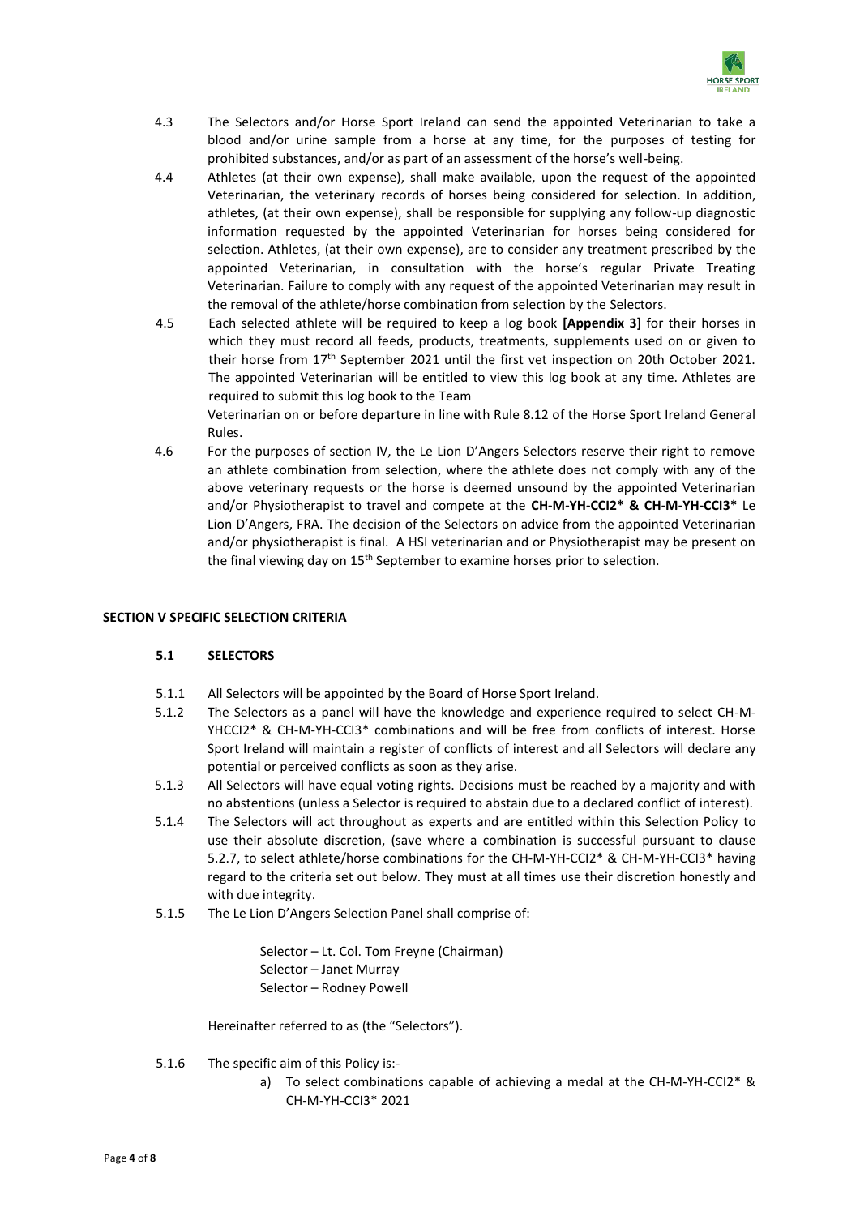4.3 The Selectors and/or Horse Sport Ireland can send the appointed Veterinarian to take a blood and/or urine sample from a horse at any time, for the purposes of testing for prohibited substances, and/or as part of an assessment of the horse's well-being.

4.4 Athletes (at their own expense), shall make available, upon the request of the appointed Veterinarian, the veterinary records of horses being considered for selection. In addition, athletes, (at their own expense), shall be responsible for supplying any follow-up diagnostic information requested by the appointed Veterinarian for horses being considered for selection. Athletes, (at their own expense), are to consider any treatment prescribed by the appointed Veterinarian, in consultation with the horse's regular Private Treating Veterinarian. Failure to comply with any request of the appointed Veterinarian may result in the removal of the athlete/horse combination from selection by the Selectors.

4.5 Each selected athlete will be required to keep a log book **[Appendix 3]** for their horses in which they must record all feeds, products, treatments, supplements used on or given to their horse from 17th September 2021 until the first vet inspection on 20th October 2021. The appointed Veterinarian will be entitled to view this log book at any time. Athletes are required to submit this log book to the Team Veterinarian on or before departure in line with Rule 8.12 of the Horse Sport Ireland General Rules.

4.6 For the purposes of section IV, the Le Lion D'Angers Selectors reserve their right to remove an athlete combination from selection, where the athlete does not comply with any of the above veterinary requests or the horse is deemed unsound by the appointed Veterinarian and/or Physiotherapist to travel and compete at the **CH-M-YH-CCI2* & CH-M-YH-CCI3*** Le Lion D'Angers, FRA. The decision of the Selectors on advice from the appointed Veterinarian and/or physiotherapist is final. A HSI veterinarian and or Physiotherapist may be present on the final viewing day on 15th September to examine horses prior to selection.

## SECTION V SPECIFIC SELECTION CRITERIA

### 5.1 SELECTORS

5.1.1 All Selectors will be appointed by the Board of Horse Sport Ireland.

5.1.2 The Selectors as a panel will have the knowledge and experience required to select CH-M-YHCCI2* & CH-M-YH-CCI3* combinations and will be free from conflicts of interest. Horse Sport Ireland will maintain a register of conflicts of interest and all Selectors will declare any potential or perceived conflicts as soon as they arise.

5.1.3 All Selectors will have equal voting rights. Decisions must be reached by a majority and with no abstentions (unless a Selector is required to abstain due to a declared conflict of interest).

5.1.4 The Selectors will act throughout as experts and are entitled within this Selection Policy to use their absolute discretion, (save where a combination is successful pursuant to clause 5.2.7, to select athlete/horse combinations for the CH-M-YH-CCI2* & CH-M-YH-CCI3* having regard to the criteria set out below. They must at all times use their discretion honestly and with due integrity.

5.1.5 The Le Lion D'Angers Selection Panel shall comprise of:

Selector – Lt. Col. Tom Freyne (Chairman)
Selector – Janet Murray
Selector – Rodney Powell

Hereinafter referred to as (the "Selectors").

5.1.6 The specific aim of this Policy is:-

a) To select combinations capable of achieving a medal at the CH-M-YH-CCI2* & CH-M-YH-CCI3* 2021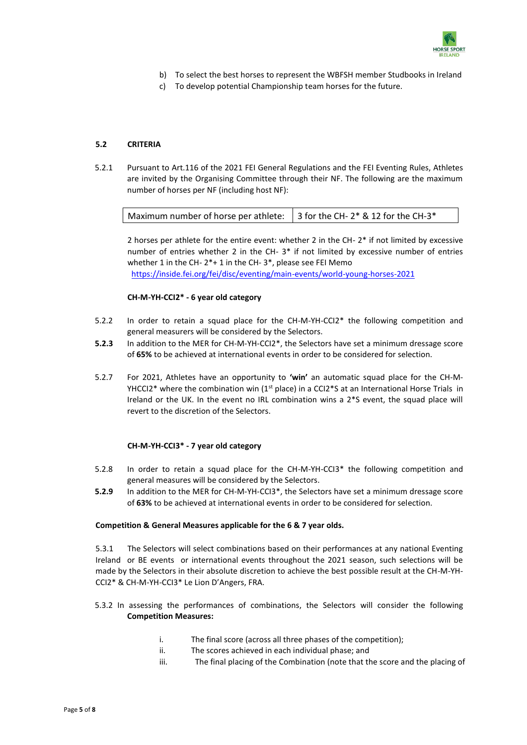b) To select the best horses to represent the WBFSH member Studbooks in Ireland
c) To develop potential Championship team horses for the future.

**5.2 CRITERIA**

5.2.1 Pursuant to Art.116 of the 2021 FEI General Regulations and the FEI Eventing Rules, Athletes are invited by the Organising Committee through their NF. The following are the maximum number of horses per NF (including host NF):

| Maximum number of horse per athlete: | 3 for the CH- 2* & 12 for the CH-3* |
|---|---|

2 horses per athlete for the entire event: whether 2 in the CH- 2* if not limited by excessive number of entries whether 2 in the CH- 3* if not limited by excessive number of entries whether 1 in the CH- 2*+ 1 in the CH- 3*, please see FEI Memo https://inside.fei.org/fei/disc/eventing/main-events/world-young-horses-2021

**CH-M-YH-CCI2* - 6 year old category**

5.2.2 In order to retain a squad place for the CH-M-YH-CCI2* the following competition and general measurers will be considered by the Selectors.

**5.2.3** In addition to the MER for CH-M-YH-CCI2*, the Selectors have set a minimum dressage score of **65%** to be achieved at international events in order to be considered for selection.

5.2.7 For 2021, Athletes have an opportunity to **'win'** an automatic squad place for the CH-M-YHCCI2* where the combination win (1st place) in a CCI2*S at an International Horse Trials in Ireland or the UK. In the event no IRL combination wins a 2*S event, the squad place will revert to the discretion of the Selectors.

**CH-M-YH-CCI3* - 7 year old category**

5.2.8 In order to retain a squad place for the CH-M-YH-CCI3* the following competition and general measures will be considered by the Selectors.

**5.2.9** In addition to the MER for CH-M-YH-CCI3*, the Selectors have set a minimum dressage score of **63%** to be achieved at international events in order to be considered for selection.

**Competition & General Measures applicable for the 6 & 7 year olds.**

5.3.1 The Selectors will select combinations based on their performances at any national Eventing Ireland or BE events or international events throughout the 2021 season, such selections will be made by the Selectors in their absolute discretion to achieve the best possible result at the CH-M-YH-CCI2* & CH-M-YH-CCI3* Le Lion D'Angers, FRA.

5.3.2 In assessing the performances of combinations, the Selectors will consider the following **Competition Measures:**

i. The final score (across all three phases of the competition);
ii. The scores achieved in each individual phase; and
iii. The final placing of the Combination (note that the score and the placing of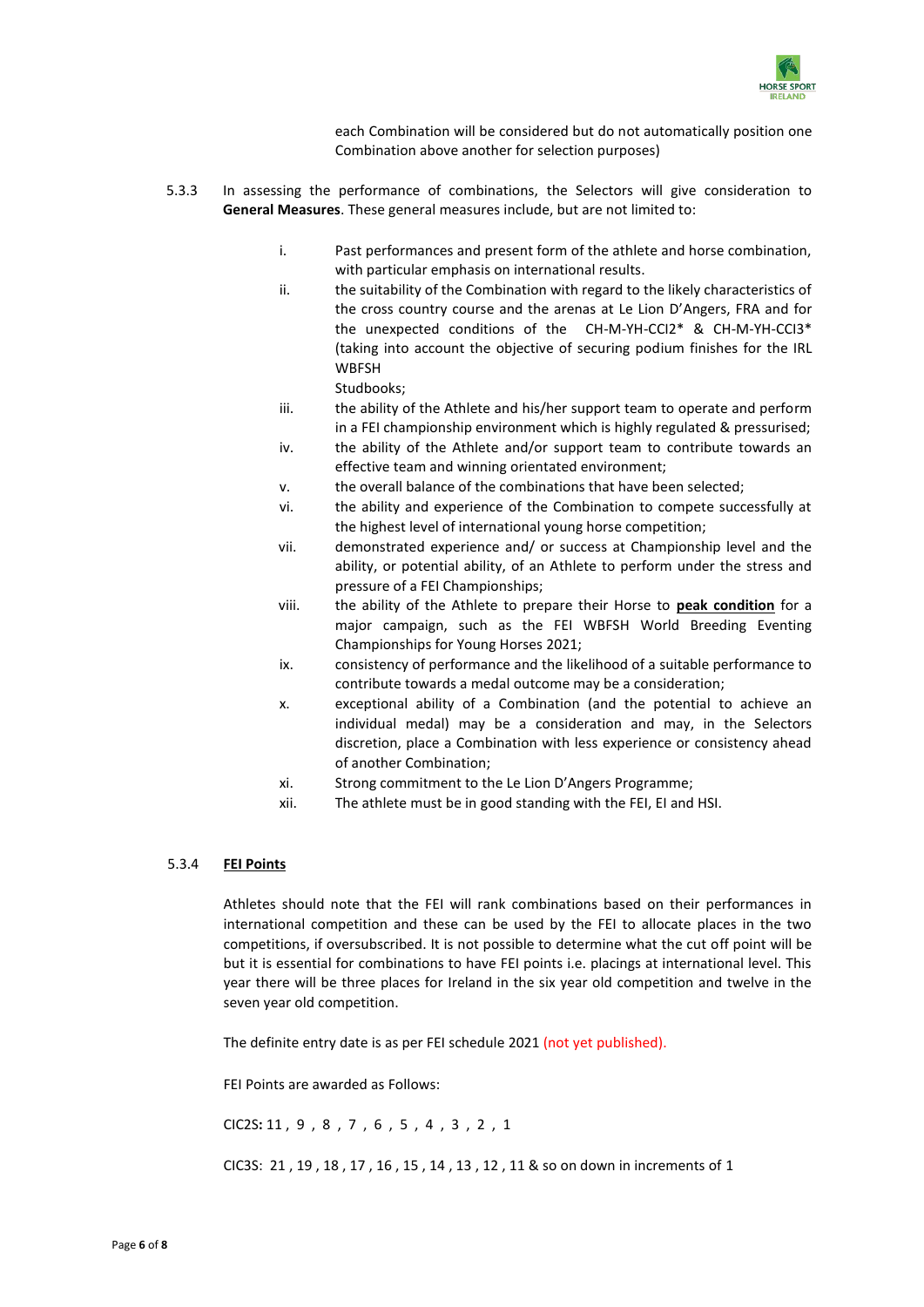each Combination will be considered but do not automatically position one Combination above another for selection purposes)

5.3.3 In assessing the performance of combinations, the Selectors will give consideration to **General Measures**. These general measures include, but are not limited to:

- i. Past performances and present form of the athlete and horse combination, with particular emphasis on international results.
- ii. the suitability of the Combination with regard to the likely characteristics of the cross country course and the arenas at Le Lion D'Angers, FRA and for the unexpected conditions of the CH-M-YH-CCI2* & CH-M-YH-CCI3* (taking into account the objective of securing podium finishes for the IRL WBFSH Studbooks;
- iii. the ability of the Athlete and his/her support team to operate and perform in a FEI championship environment which is highly regulated & pressurised;
- iv. the ability of the Athlete and/or support team to contribute towards an effective team and winning orientated environment;
- v. the overall balance of the combinations that have been selected;
- vi. the ability and experience of the Combination to compete successfully at the highest level of international young horse competition;
- vii. demonstrated experience and/ or success at Championship level and the ability, or potential ability, of an Athlete to perform under the stress and pressure of a FEI Championships;
- viii. the ability of the Athlete to prepare their Horse to **peak condition** for a major campaign, such as the FEI WBFSH World Breeding Eventing Championships for Young Horses 2021;
- ix. consistency of performance and the likelihood of a suitable performance to contribute towards a medal outcome may be a consideration;
- x. exceptional ability of a Combination (and the potential to achieve an individual medal) may be a consideration and may, in the Selectors discretion, place a Combination with less experience or consistency ahead of another Combination;
- xi. Strong commitment to the Le Lion D'Angers Programme;
- xii. The athlete must be in good standing with the FEI, EI and HSI.

5.3.4 **FEI Points**

Athletes should note that the FEI will rank combinations based on their performances in international competition and these can be used by the FEI to allocate places in the two competitions, if oversubscribed. It is not possible to determine what the cut off point will be but it is essential for combinations to have FEI points i.e. placings at international level. This year there will be three places for Ireland in the six year old competition and twelve in the seven year old competition.

The definite entry date is as per FEI schedule 2021 (not yet published).

FEI Points are awarded as Follows:

CIC2S**:** 11 , 9 , 8 , 7 , 6 , 5 , 4 , 3 , 2 , 1

CIC3S: 21 , 19 , 18 , 17 , 16 , 15 , 14 , 13 , 12 , 11 & so on down in increments of 1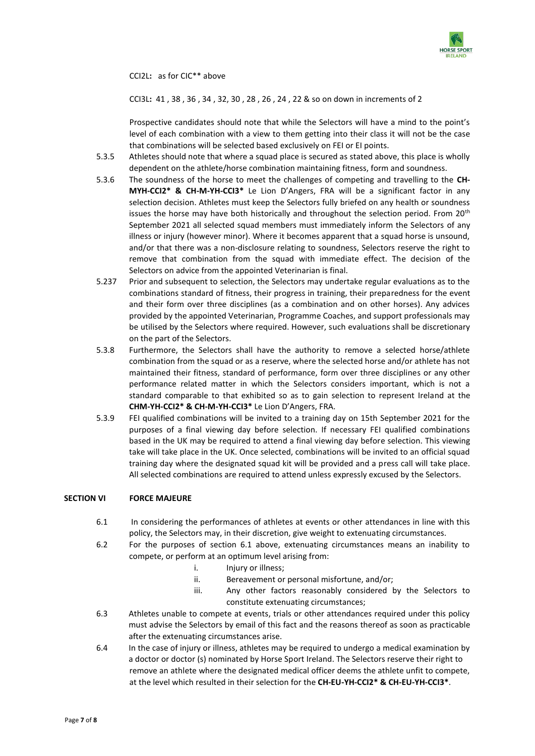CCI2L**:** as for CIC** above

CCI3L**:** 41 , 38 , 36 , 34 , 32, 30 , 28 , 26 , 24 , 22 & so on down in increments of 2

Prospective candidates should note that while the Selectors will have a mind to the point's level of each combination with a view to them getting into their class it will not be the case that combinations will be selected based exclusively on FEI or EI points.

5.3.5 Athletes should note that where a squad place is secured as stated above, this place is wholly dependent on the athlete/horse combination maintaining fitness, form and soundness.

5.3.6 The soundness of the horse to meet the challenges of competing and travelling to the **CH-MYH-CCI2* & CH-M-YH-CCI3*** Le Lion D'Angers, FRA will be a significant factor in any selection decision. Athletes must keep the Selectors fully briefed on any health or soundness issues the horse may have both historically and throughout the selection period. From 20th September 2021 all selected squad members must immediately inform the Selectors of any illness or injury (however minor). Where it becomes apparent that a squad horse is unsound, and/or that there was a non-disclosure relating to soundness, Selectors reserve the right to remove that combination from the squad with immediate effect. The decision of the Selectors on advice from the appointed Veterinarian is final.

5.237 Prior and subsequent to selection, the Selectors may undertake regular evaluations as to the combinations standard of fitness, their progress in training, their preparedness for the event and their form over three disciplines (as a combination and on other horses). Any advices provided by the appointed Veterinarian, Programme Coaches, and support professionals may be utilised by the Selectors where required. However, such evaluations shall be discretionary on the part of the Selectors.

5.3.8 Furthermore, the Selectors shall have the authority to remove a selected horse/athlete combination from the squad or as a reserve, where the selected horse and/or athlete has not maintained their fitness, standard of performance, form over three disciplines or any other performance related matter in which the Selectors considers important, which is not a standard comparable to that exhibited so as to gain selection to represent Ireland at the **CHM-YH-CCI2* & CH-M-YH-CCI3*** Le Lion D'Angers, FRA.

5.3.9 FEI qualified combinations will be invited to a training day on 15th September 2021 for the purposes of a final viewing day before selection. If necessary FEI qualified combinations based in the UK may be required to attend a final viewing day before selection. This viewing take will take place in the UK. Once selected, combinations will be invited to an official squad training day where the designated squad kit will be provided and a press call will take place. All selected combinations are required to attend unless expressly excused by the Selectors.

## SECTION VI FORCE MAJEURE

6.1 In considering the performances of athletes at events or other attendances in line with this policy, the Selectors may, in their discretion, give weight to extenuating circumstances.

6.2 For the purposes of section 6.1 above, extenuating circumstances means an inability to compete, or perform at an optimum level arising from:

i. Injury or illness;
ii. Bereavement or personal misfortune, and/or;
iii. Any other factors reasonably considered by the Selectors to constitute extenuating circumstances;

6.3 Athletes unable to compete at events, trials or other attendances required under this policy must advise the Selectors by email of this fact and the reasons thereof as soon as practicable after the extenuating circumstances arise.

6.4 In the case of injury or illness, athletes may be required to undergo a medical examination by a doctor or doctor (s) nominated by Horse Sport Ireland. The Selectors reserve their right to remove an athlete where the designated medical officer deems the athlete unfit to compete, at the level which resulted in their selection for the **CH-EU-YH-CCI2* & CH-EU-YH-CCI3***.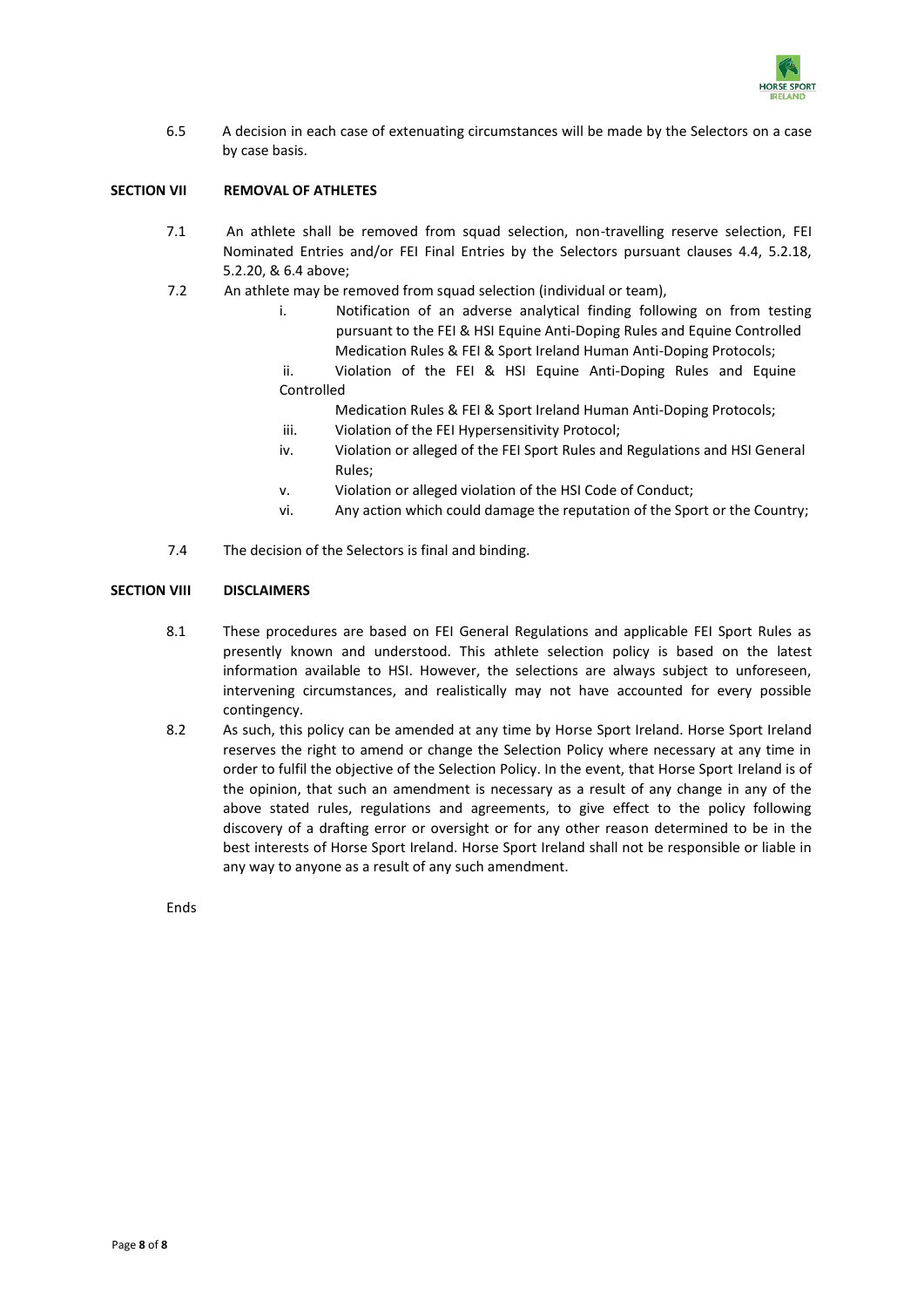6.5 A decision in each case of extenuating circumstances will be made by the Selectors on a case by case basis.

## SECTION VII REMOVAL OF ATHLETES

7.1 An athlete shall be removed from squad selection, non-travelling reserve selection, FEI Nominated Entries and/or FEI Final Entries by the Selectors pursuant clauses 4.4, 5.2.18, 5.2.20, & 6.4 above;

7.2 An athlete may be removed from squad selection (individual or team),

- i. Notification of an adverse analytical finding following on from testing pursuant to the FEI & HSI Equine Anti-Doping Rules and Equine Controlled Medication Rules & FEI & Sport Ireland Human Anti-Doping Protocols;
- ii. Violation of the FEI & HSI Equine Anti-Doping Rules and Equine Controlled Medication Rules & FEI & Sport Ireland Human Anti-Doping Protocols;
- iii. Violation of the FEI Hypersensitivity Protocol;
- iv. Violation or alleged of the FEI Sport Rules and Regulations and HSI General Rules;
- v. Violation or alleged violation of the HSI Code of Conduct;
- vi. Any action which could damage the reputation of the Sport or the Country;

7.4 The decision of the Selectors is final and binding.

## SECTION VIII DISCLAIMERS

8.1 These procedures are based on FEI General Regulations and applicable FEI Sport Rules as presently known and understood. This athlete selection policy is based on the latest information available to HSI. However, the selections are always subject to unforeseen, intervening circumstances, and realistically may not have accounted for every possible contingency.

8.2 As such, this policy can be amended at any time by Horse Sport Ireland. Horse Sport Ireland reserves the right to amend or change the Selection Policy where necessary at any time in order to fulfil the objective of the Selection Policy. In the event, that Horse Sport Ireland is of the opinion, that such an amendment is necessary as a result of any change in any of the above stated rules, regulations and agreements, to give effect to the policy following discovery of a drafting error or oversight or for any other reason determined to be in the best interests of Horse Sport Ireland. Horse Sport Ireland shall not be responsible or liable in any way to anyone as a result of any such amendment.

Ends